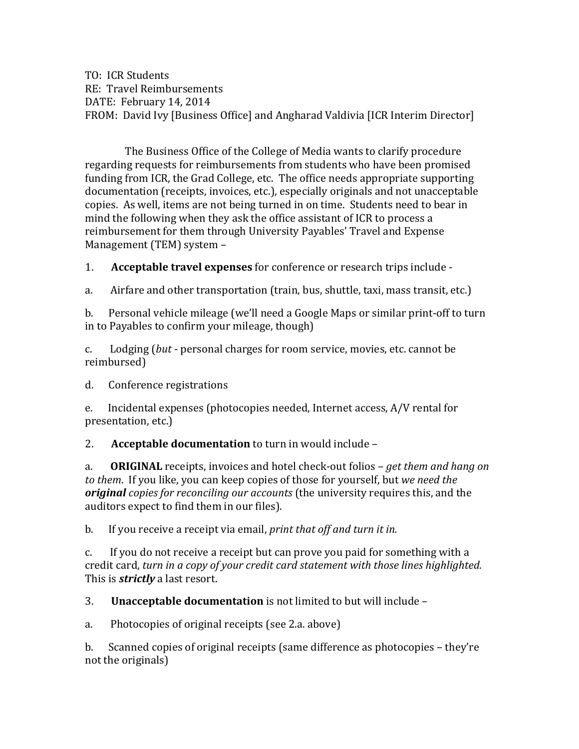TO: ICR Students
RE: Travel Reimbursements
DATE: February 14, 2014
FROM: David Ivy [Business Office] and Angharad Valdivia [ICR Interim Director]

The Business Office of the College of Media wants to clarify procedure regarding requests for reimbursements from students who have been promised funding from ICR, the Grad College, etc. The office needs appropriate supporting documentation (receipts, invoices, etc.), especially originals and not unacceptable copies. As well, items are not being turned in on time. Students need to bear in mind the following when they ask the office assistant of ICR to process a reimbursement for them through University Payables' Travel and Expense Management (TEM) system –

1. **Acceptable travel expenses** for conference or research trips include -

a. Airfare and other transportation (train, bus, shuttle, taxi, mass transit, etc.)

b. Personal vehicle mileage (we'll need a Google Maps or similar print-off to turn in to Payables to confirm your mileage, though)

c. Lodging (*but* - personal charges for room service, movies, etc. cannot be reimbursed)

d. Conference registrations

e. Incidental expenses (photocopies needed, Internet access, A/V rental for presentation, etc.)

2. **Acceptable documentation** to turn in would include –

a. **ORIGINAL** receipts, invoices and hotel check-out folios – *get them and hang on to them*. If you like, you can keep copies of those for yourself, but *we need the **original** copies for reconciling our accounts* (the university requires this, and the auditors expect to find them in our files).

b. If you receive a receipt via email, *print that off and turn it in.*

c. If you do not receive a receipt but can prove you paid for something with a credit card, *turn in a copy of your credit card statement with those lines highlighted.* This is ***strictly*** a last resort.

3. **Unacceptable documentation** is not limited to but will include –

a. Photocopies of original receipts (see 2.a. above)

b. Scanned copies of original receipts (same difference as photocopies – they're not the originals)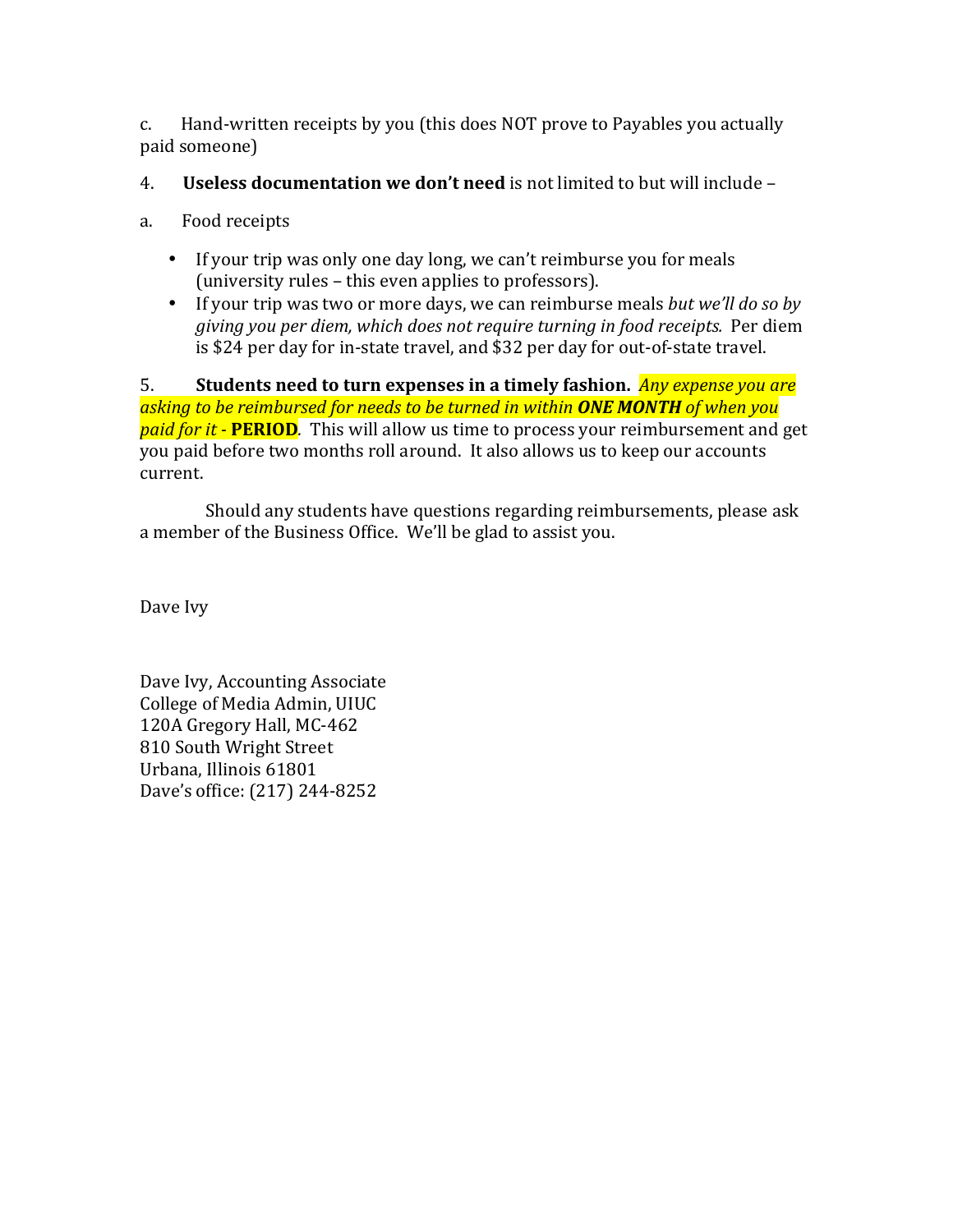c. Hand-written receipts by you (this does NOT prove to Payables you actually paid someone)

4. **Useless documentation we don't need** is not limited to but will include –

a. Food receipts

- If your trip was only one day long, we can't reimburse you for meals (university rules – this even applies to professors).
- If your trip was two or more days, we can reimburse meals *but we'll do so by giving you per diem, which does not require turning in food receipts.* Per diem is $24 per day for in-state travel, and $32 per day for out-of-state travel.

5. **Students need to turn expenses in a timely fashion.** *Any expense you are asking to be reimbursed for needs to be turned in within **ONE MONTH** of when you paid for it -* **PERIOD**. This will allow us time to process your reimbursement and get you paid before two months roll around. It also allows us to keep our accounts current.

Should any students have questions regarding reimbursements, please ask a member of the Business Office. We'll be glad to assist you.

Dave Ivy

Dave Ivy, Accounting Associate
College of Media Admin, UIUC
120A Gregory Hall, MC-462
810 South Wright Street
Urbana, Illinois 61801
Dave's office: (217) 244-8252